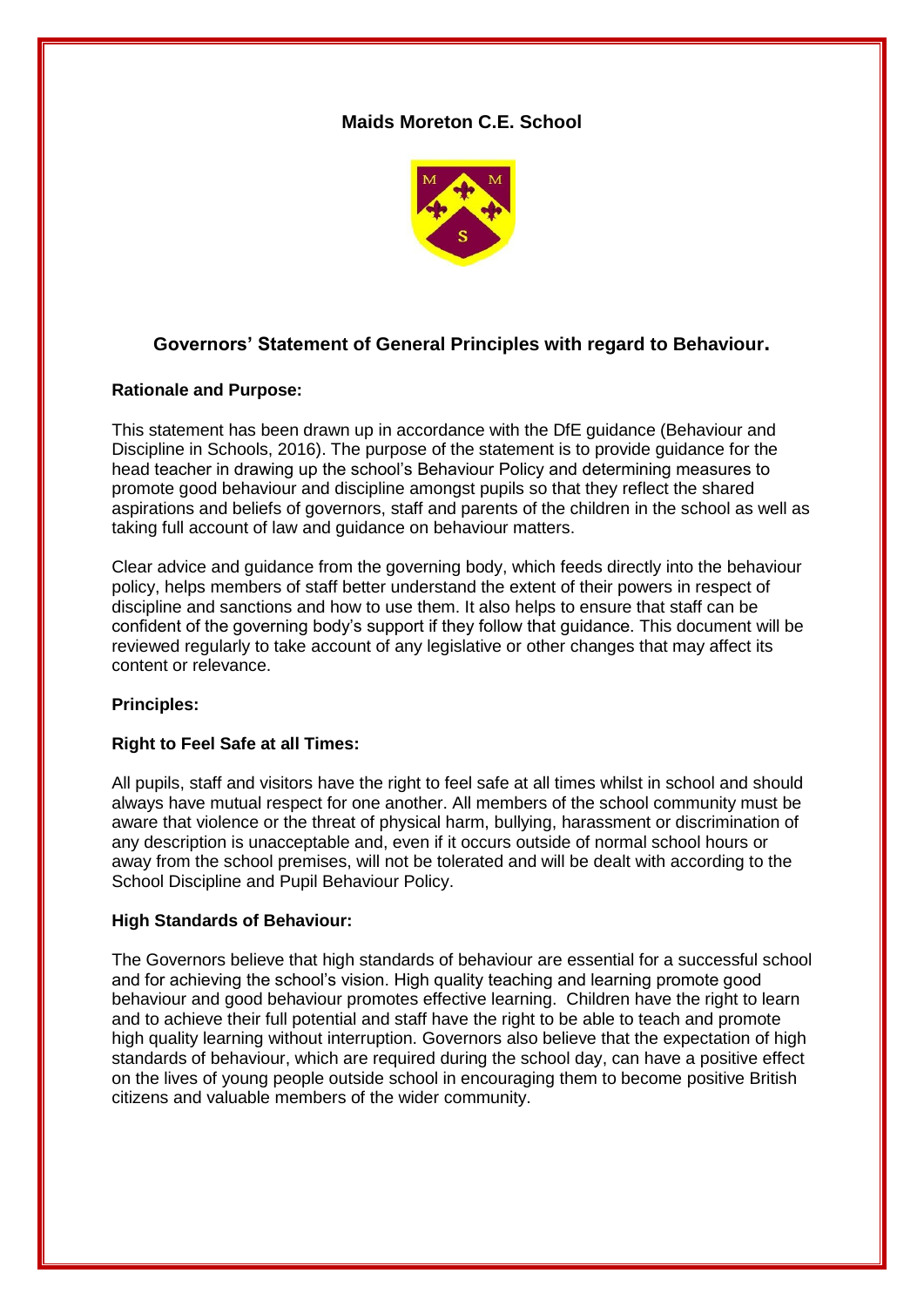# Maids Moreton C.E. School

## Governors' Statement of General Principles with regard to Behaviour.

**Rationale and Purpose:**

This statement has been drawn up in accordance with the DfE guidance (Behaviour and Discipline in Schools, 2016). The purpose of the statement is to provide guidance for the head teacher in drawing up the school's Behaviour Policy and determining measures to promote good behaviour and discipline amongst pupils so that they reflect the shared aspirations and beliefs of governors, staff and parents of the children in the school as well as taking full account of law and guidance on behaviour matters.

Clear advice and guidance from the governing body, which feeds directly into the behaviour policy, helps members of staff better understand the extent of their powers in respect of discipline and sanctions and how to use them. It also helps to ensure that staff can be confident of the governing body's support if they follow that guidance. This document will be reviewed regularly to take account of any legislative or other changes that may affect its content or relevance.

**Principles:**

**Right to Feel Safe at all Times:**

All pupils, staff and visitors have the right to feel safe at all times whilst in school and should always have mutual respect for one another. All members of the school community must be aware that violence or the threat of physical harm, bullying, harassment or discrimination of any description is unacceptable and, even if it occurs outside of normal school hours or away from the school premises, will not be tolerated and will be dealt with according to the School Discipline and Pupil Behaviour Policy.

**High Standards of Behaviour:**

The Governors believe that high standards of behaviour are essential for a successful school and for achieving the school's vision. High quality teaching and learning promote good behaviour and good behaviour promotes effective learning. Children have the right to learn and to achieve their full potential and staff have the right to be able to teach and promote high quality learning without interruption. Governors also believe that the expectation of high standards of behaviour, which are required during the school day, can have a positive effect on the lives of young people outside school in encouraging them to become positive British citizens and valuable members of the wider community.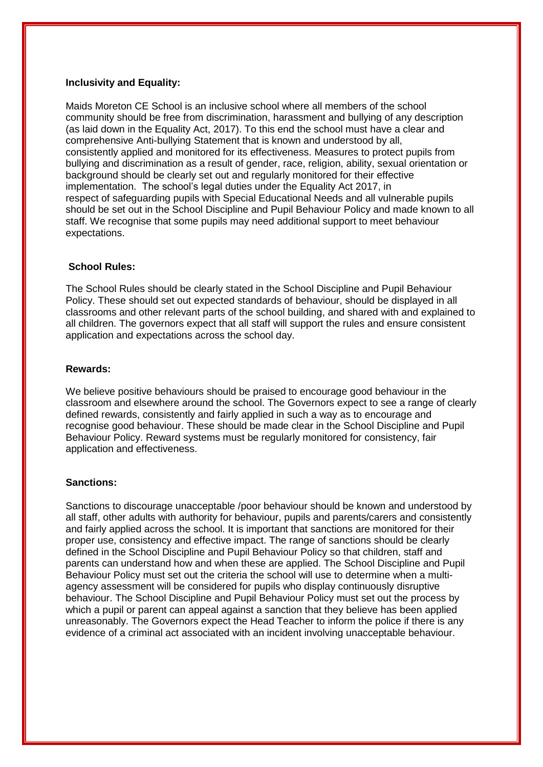**Inclusivity and Equality:**

Maids Moreton CE School is an inclusive school where all members of the school community should be free from discrimination, harassment and bullying of any description (as laid down in the Equality Act, 2017). To this end the school must have a clear and comprehensive Anti-bullying Statement that is known and understood by all, consistently applied and monitored for its effectiveness. Measures to protect pupils from bullying and discrimination as a result of gender, race, religion, ability, sexual orientation or background should be clearly set out and regularly monitored for their effective implementation. The school's legal duties under the Equality Act 2017, in respect of safeguarding pupils with Special Educational Needs and all vulnerable pupils should be set out in the School Discipline and Pupil Behaviour Policy and made known to all staff. We recognise that some pupils may need additional support to meet behaviour expectations.

**School Rules:**

The School Rules should be clearly stated in the School Discipline and Pupil Behaviour Policy. These should set out expected standards of behaviour, should be displayed in all classrooms and other relevant parts of the school building, and shared with and explained to all children. The governors expect that all staff will support the rules and ensure consistent application and expectations across the school day.

**Rewards:**

We believe positive behaviours should be praised to encourage good behaviour in the classroom and elsewhere around the school. The Governors expect to see a range of clearly defined rewards, consistently and fairly applied in such a way as to encourage and recognise good behaviour. These should be made clear in the School Discipline and Pupil Behaviour Policy. Reward systems must be regularly monitored for consistency, fair application and effectiveness.

**Sanctions:**

Sanctions to discourage unacceptable /poor behaviour should be known and understood by all staff, other adults with authority for behaviour, pupils and parents/carers and consistently and fairly applied across the school. It is important that sanctions are monitored for their proper use, consistency and effective impact. The range of sanctions should be clearly defined in the School Discipline and Pupil Behaviour Policy so that children, staff and parents can understand how and when these are applied. The School Discipline and Pupil Behaviour Policy must set out the criteria the school will use to determine when a multi-agency assessment will be considered for pupils who display continuously disruptive behaviour. The School Discipline and Pupil Behaviour Policy must set out the process by which a pupil or parent can appeal against a sanction that they believe has been applied unreasonably. The Governors expect the Head Teacher to inform the police if there is any evidence of a criminal act associated with an incident involving unacceptable behaviour.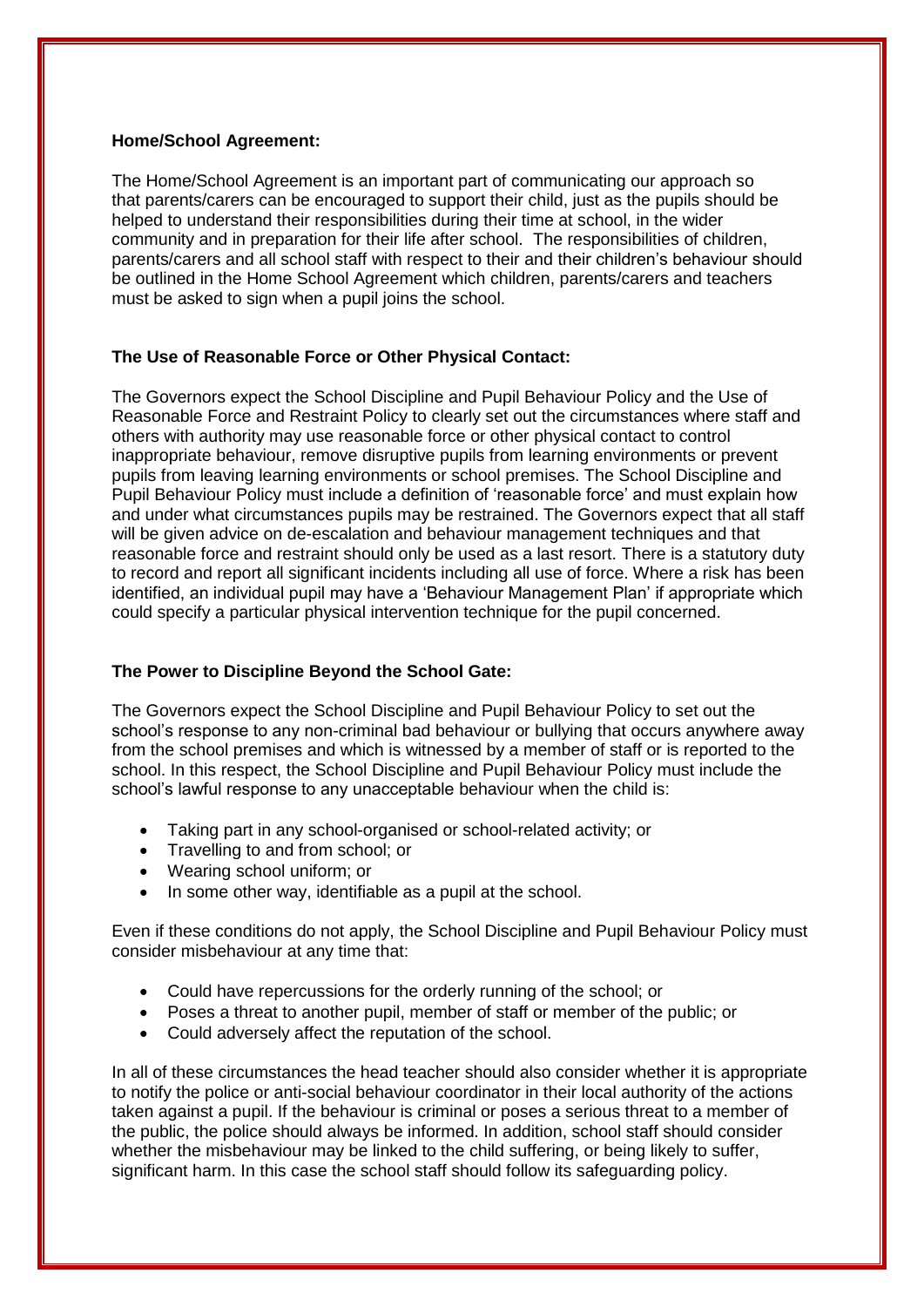**Home/School Agreement:**

The Home/School Agreement is an important part of communicating our approach so that parents/carers can be encouraged to support their child, just as the pupils should be helped to understand their responsibilities during their time at school, in the wider community and in preparation for their life after school. The responsibilities of children, parents/carers and all school staff with respect to their and their children's behaviour should be outlined in the Home School Agreement which children, parents/carers and teachers must be asked to sign when a pupil joins the school.

**The Use of Reasonable Force or Other Physical Contact:**

The Governors expect the School Discipline and Pupil Behaviour Policy and the Use of Reasonable Force and Restraint Policy to clearly set out the circumstances where staff and others with authority may use reasonable force or other physical contact to control inappropriate behaviour, remove disruptive pupils from learning environments or prevent pupils from leaving learning environments or school premises. The School Discipline and Pupil Behaviour Policy must include a definition of 'reasonable force' and must explain how and under what circumstances pupils may be restrained. The Governors expect that all staff will be given advice on de-escalation and behaviour management techniques and that reasonable force and restraint should only be used as a last resort. There is a statutory duty to record and report all significant incidents including all use of force. Where a risk has been identified, an individual pupil may have a 'Behaviour Management Plan' if appropriate which could specify a particular physical intervention technique for the pupil concerned.

**The Power to Discipline Beyond the School Gate:**

The Governors expect the School Discipline and Pupil Behaviour Policy to set out the school's response to any non-criminal bad behaviour or bullying that occurs anywhere away from the school premises and which is witnessed by a member of staff or is reported to the school. In this respect, the School Discipline and Pupil Behaviour Policy must include the school's lawful response to any unacceptable behaviour when the child is:

- Taking part in any school-organised or school-related activity; or
- Travelling to and from school; or
- Wearing school uniform; or
- In some other way, identifiable as a pupil at the school.

Even if these conditions do not apply, the School Discipline and Pupil Behaviour Policy must consider misbehaviour at any time that:

- Could have repercussions for the orderly running of the school; or
- Poses a threat to another pupil, member of staff or member of the public; or
- Could adversely affect the reputation of the school.

In all of these circumstances the head teacher should also consider whether it is appropriate to notify the police or anti-social behaviour coordinator in their local authority of the actions taken against a pupil. If the behaviour is criminal or poses a serious threat to a member of the public, the police should always be informed. In addition, school staff should consider whether the misbehaviour may be linked to the child suffering, or being likely to suffer, significant harm. In this case the school staff should follow its safeguarding policy.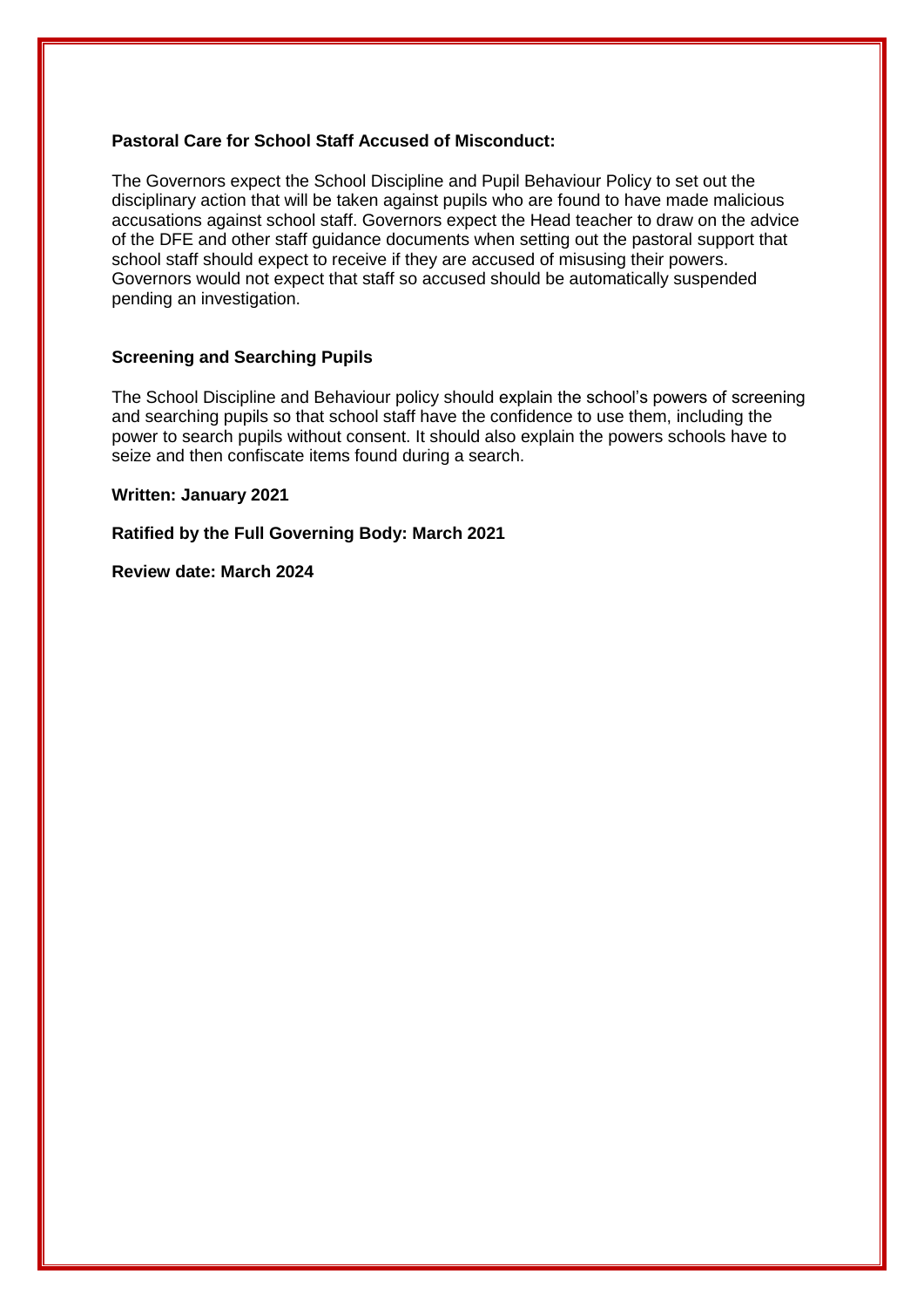**Pastoral Care for School Staff Accused of Misconduct:**

The Governors expect the School Discipline and Pupil Behaviour Policy to set out the disciplinary action that will be taken against pupils who are found to have made malicious accusations against school staff. Governors expect the Head teacher to draw on the advice of the DFE and other staff guidance documents when setting out the pastoral support that school staff should expect to receive if they are accused of misusing their powers. Governors would not expect that staff so accused should be automatically suspended pending an investigation.

**Screening and Searching Pupils**

The School Discipline and Behaviour policy should explain the school's powers of screening and searching pupils so that school staff have the confidence to use them, including the power to search pupils without consent. It should also explain the powers schools have to seize and then confiscate items found during a search.

**Written: January 2021**

**Ratified by the Full Governing Body: March 2021**

**Review date: March 2024**